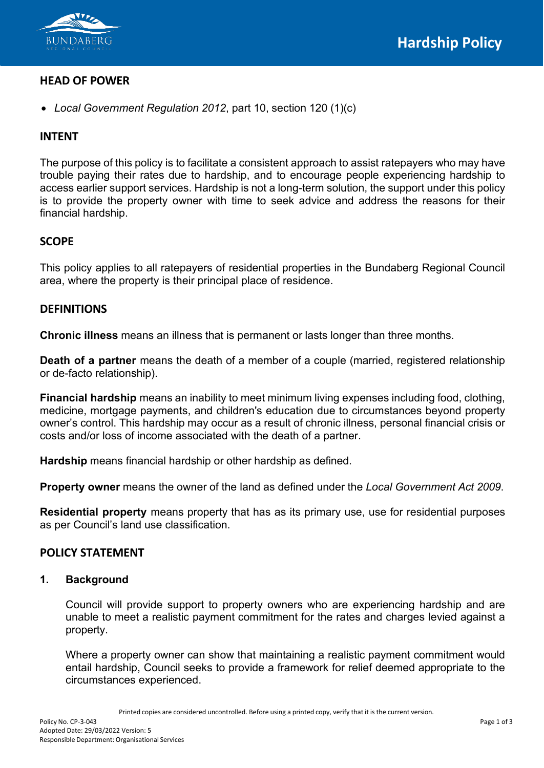# Hardship Policy

## HEAD OF POWER

- *Local Government Regulation 2012*, part 10, section 120 (1)(c)

## INTENT

The purpose of this policy is to facilitate a consistent approach to assist ratepayers who may have trouble paying their rates due to hardship, and to encourage people experiencing hardship to access earlier support services. Hardship is not a long-term solution, the support under this policy is to provide the property owner with time to seek advice and address the reasons for their financial hardship.

## SCOPE

This policy applies to all ratepayers of residential properties in the Bundaberg Regional Council area, where the property is their principal place of residence.

## DEFINITIONS

**Chronic illness** means an illness that is permanent or lasts longer than three months.

**Death of a partner** means the death of a member of a couple (married, registered relationship or de-facto relationship).

**Financial hardship** means an inability to meet minimum living expenses including food, clothing, medicine, mortgage payments, and children's education due to circumstances beyond property owner's control. This hardship may occur as a result of chronic illness, personal financial crisis or costs and/or loss of income associated with the death of a partner.

**Hardship** means financial hardship or other hardship as defined.

**Property owner** means the owner of the land as defined under the *Local Government Act 2009*.

**Residential property** means property that has as its primary use, use for residential purposes as per Council's land use classification.

## POLICY STATEMENT

### 1. Background

Council will provide support to property owners who are experiencing hardship and are unable to meet a realistic payment commitment for the rates and charges levied against a property.

Where a property owner can show that maintaining a realistic payment commitment would entail hardship, Council seeks to provide a framework for relief deemed appropriate to the circumstances experienced.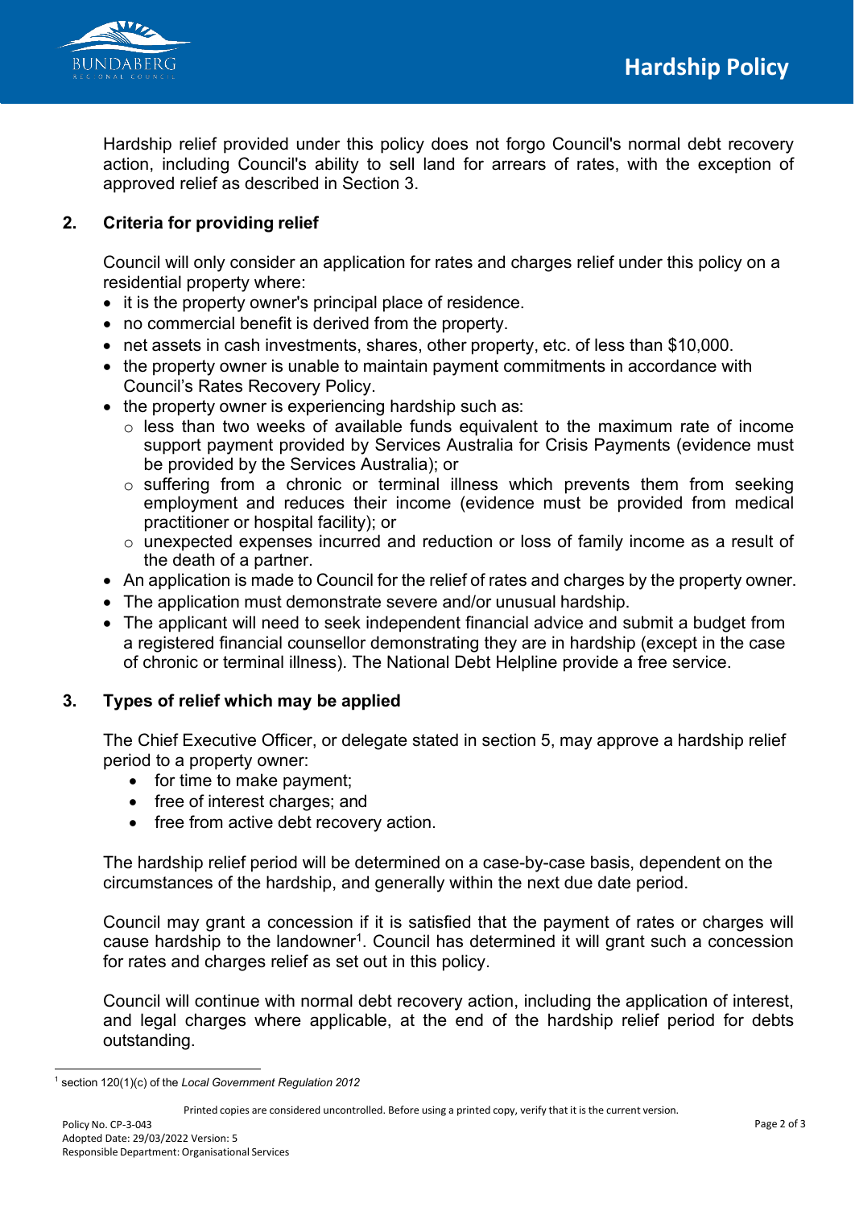Hardship relief provided under this policy does not forgo Council's normal debt recovery action, including Council's ability to sell land for arrears of rates, with the exception of approved relief as described in Section 3.

## 2. Criteria for providing relief

Council will only consider an application for rates and charges relief under this policy on a residential property where:

- it is the property owner's principal place of residence.
- no commercial benefit is derived from the property.
- net assets in cash investments, shares, other property, etc. of less than $10,000.
- the property owner is unable to maintain payment commitments in accordance with Council's Rates Recovery Policy.
- the property owner is experiencing hardship such as:
  - less than two weeks of available funds equivalent to the maximum rate of income support payment provided by Services Australia for Crisis Payments (evidence must be provided by the Services Australia); or
  - suffering from a chronic or terminal illness which prevents them from seeking employment and reduces their income (evidence must be provided from medical practitioner or hospital facility); or
  - unexpected expenses incurred and reduction or loss of family income as a result of the death of a partner.
- An application is made to Council for the relief of rates and charges by the property owner.
- The application must demonstrate severe and/or unusual hardship.
- The applicant will need to seek independent financial advice and submit a budget from a registered financial counsellor demonstrating they are in hardship (except in the case of chronic or terminal illness). The National Debt Helpline provide a free service.

## 3. Types of relief which may be applied

The Chief Executive Officer, or delegate stated in section 5, may approve a hardship relief period to a property owner:

- for time to make payment;
- free of interest charges; and
- free from active debt recovery action.

The hardship relief period will be determined on a case-by-case basis, dependent on the circumstances of the hardship, and generally within the next due date period.

Council may grant a concession if it is satisfied that the payment of rates or charges will cause hardship to the landowner[1]. Council has determined it will grant such a concession for rates and charges relief as set out in this policy.

Council will continue with normal debt recovery action, including the application of interest, and legal charges where applicable, at the end of the hardship relief period for debts outstanding.

[1] section 120(1)(c) of the *Local Government Regulation 2012*

Printed copies are considered uncontrolled. Before using a printed copy, verify that it is the current version.

Policy No. CP-3-043
Adopted Date: 29/03/2022 Version: 5
Responsible Department: Organisational Services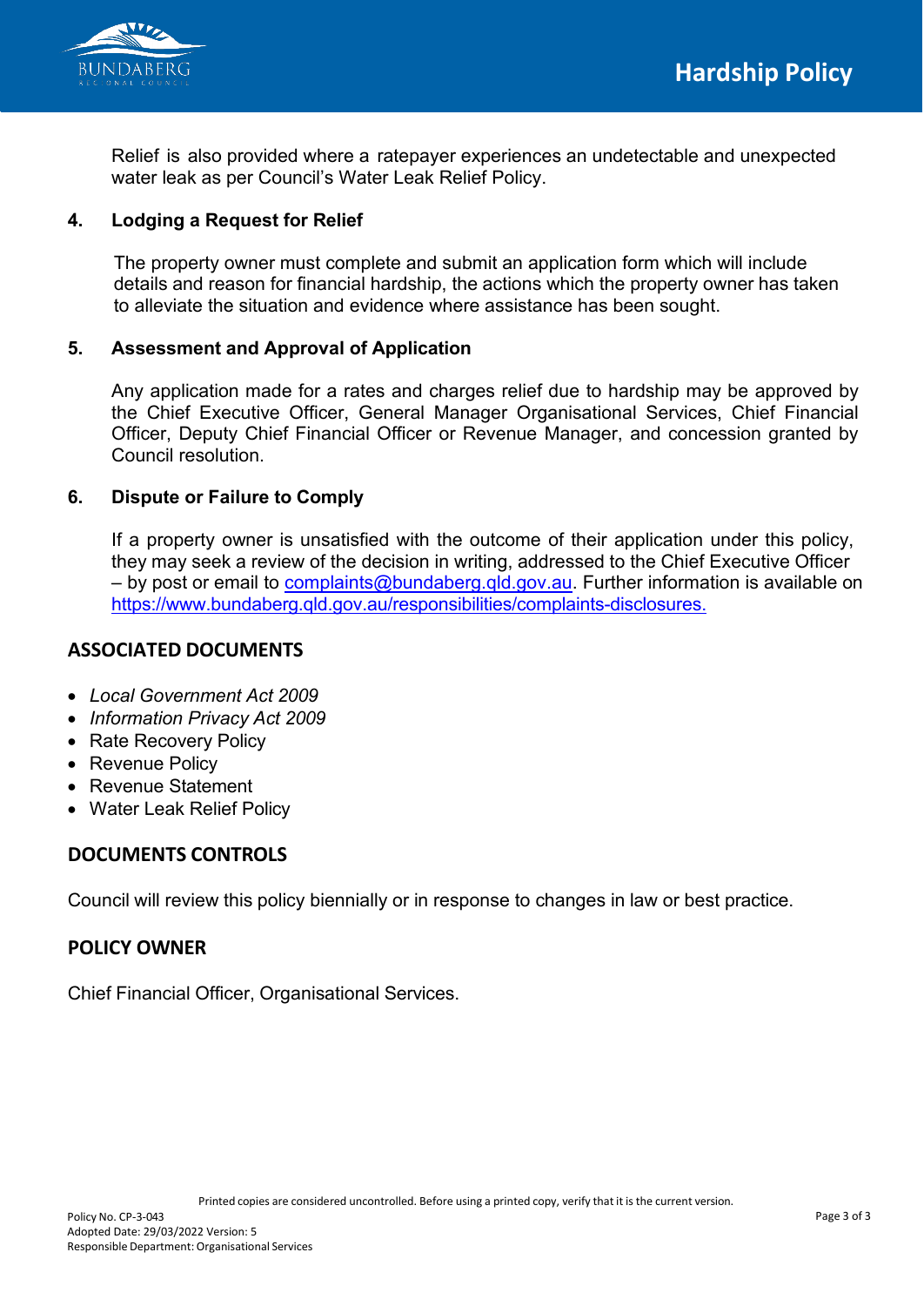Relief is also provided where a ratepayer experiences an undetectable and unexpected water leak as per Council's Water Leak Relief Policy.

### 4. Lodging a Request for Relief

The property owner must complete and submit an application form which will include details and reason for financial hardship, the actions which the property owner has taken to alleviate the situation and evidence where assistance has been sought.

### 5. Assessment and Approval of Application

Any application made for a rates and charges relief due to hardship may be approved by the Chief Executive Officer, General Manager Organisational Services, Chief Financial Officer, Deputy Chief Financial Officer or Revenue Manager, and concession granted by Council resolution.

### 6. Dispute or Failure to Comply

If a property owner is unsatisfied with the outcome of their application under this policy, they may seek a review of the decision in writing, addressed to the Chief Executive Officer – by post or email to complaints@bundaberg.qld.gov.au. Further information is available on https://www.bundaberg.qld.gov.au/responsibilities/complaints-disclosures.

## ASSOCIATED DOCUMENTS

- *Local Government Act 2009*
- *Information Privacy Act 2009*
- Rate Recovery Policy
- Revenue Policy
- Revenue Statement
- Water Leak Relief Policy

## DOCUMENTS CONTROLS

Council will review this policy biennially or in response to changes in law or best practice.

## POLICY OWNER

Chief Financial Officer, Organisational Services.